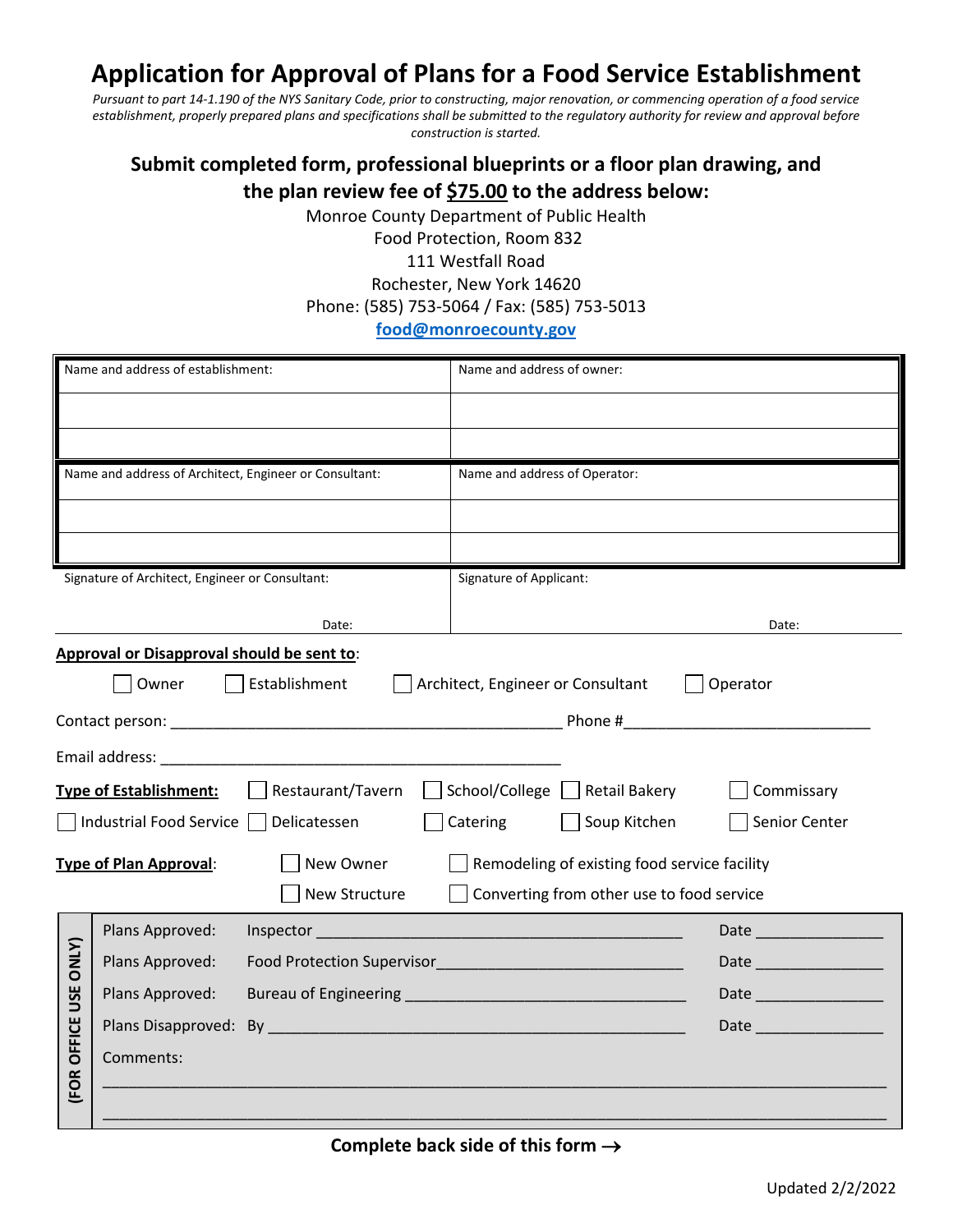# Application for Approval of Plans for a Food Service Establishment

*Pursuant to part 14-1.190 of the NYS Sanitary Code, prior to constructing, major renovation, or commencing operation of a food service establishment, properly prepared plans and specifications shall be submitted to the regulatory authority for review and approval before construction is started.*

## Submit completed form, professional blueprints or a floor plan drawing, and the plan review fee of $75.00 to the address below:

Monroe County Department of Public Health
Food Protection, Room 832
111 Westfall Road
Rochester, New York 14620
Phone: (585) 753-5064 / Fax: (585) 753-5013
food@monroecounty.gov

| Name and address of establishment: | Name and address of owner: |
|---|---|
| | |
| | |
| **Name and address of Architect, Engineer or Consultant:** | **Name and address of Operator:** |
| | |
| | |
| Signature of Architect, Engineer or Consultant: <br><br> Date: | Signature of Applicant: <br><br> Date: |

**Approval or Disapproval should be sent to**:

☐ Owner ☐ Establishment ☐ Architect, Engineer or Consultant ☐ Operator

Contact person: ______________________________________________ Phone #____________________________

Email address: ______________________________________________

**Type of Establishment:** ☐ Restaurant/Tavern ☐ School/College ☐ Retail Bakery ☐ Commissary ☐ Industrial Food Service ☐ Delicatessen ☐ Catering ☐ Soup Kitchen ☐ Senior Center

**Type of Plan Approval**: ☐ New Owner ☐ Remodeling of existing food service facility ☐ New Structure ☐ Converting from other use to food service

**(FOR OFFICE USE ONLY)**

| | | |
|---|---|---|
| Plans Approved: | Inspector ________________________________________ | Date ______________ |
| Plans Approved: | Food Protection Supervisor__________________________ | Date ______________ |
| Plans Approved: | Bureau of Engineering ______________________________ | Date ______________ |
| Plans Disapproved: | By _____________________________________________ | Date ______________ |

Comments:

______________________________________________________________________________________

______________________________________________________________________________________

**Complete back side of this form →**

Updated 2/2/2022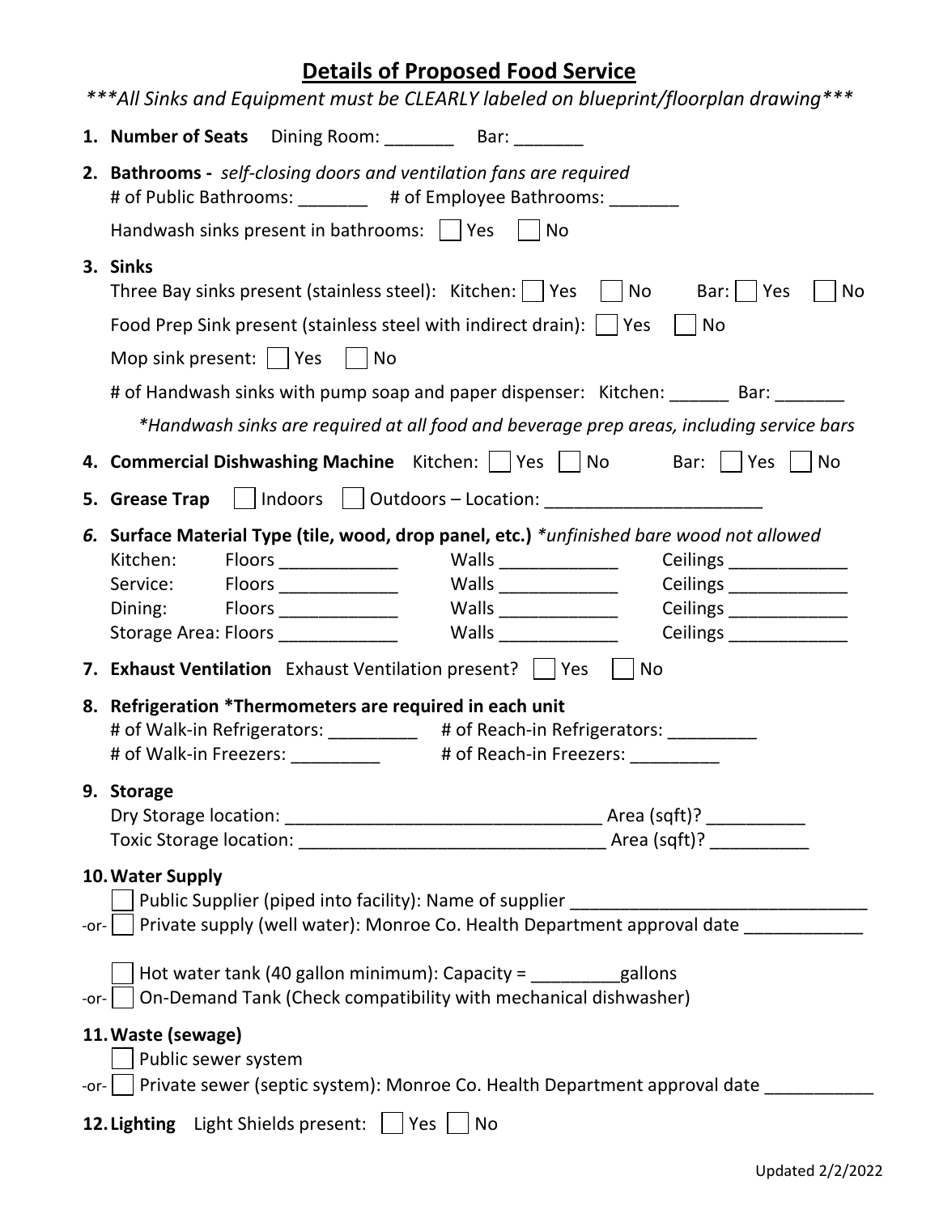# Details of Proposed Food Service

***All Sinks and Equipment must be CLEARLY labeled on blueprint/floorplan drawing***

1. **Number of Seats** Dining Room: _______ Bar: _______

2. **Bathrooms -** *self-closing doors and ventilation fans are required*
   # of Public Bathrooms: _______ # of Employee Bathrooms: _______
   
   Handwash sinks present in bathrooms: ☐ Yes ☐ No

3. **Sinks**
   Three Bay sinks present (stainless steel): Kitchen: ☐ Yes ☐ No Bar: ☐ Yes ☐ No
   
   Food Prep Sink present (stainless steel with indirect drain): ☐ Yes ☐ No
   
   Mop sink present: ☐ Yes ☐ No
   
   # of Handwash sinks with pump soap and paper dispenser: Kitchen: ______ Bar: _______
   
   **Handwash sinks are required at all food and beverage prep areas, including service bars*

4. **Commercial Dishwashing Machine** Kitchen: ☐ Yes ☐ No Bar: ☐ Yes ☐ No

5. **Grease Trap** ☐ Indoors ☐ Outdoors – Location: ______________________

6. ***Surface Material Type (tile, wood, drop panel, etc.)*** **unfinished bare wood not allowed*

   | | | | |
   |---|---|---|---|
   | Kitchen: | Floors ____________ | Walls ____________ | Ceilings ____________ |
   | Service: | Floors ____________ | Walls ____________ | Ceilings ____________ |
   | Dining: | Floors ____________ | Walls ____________ | Ceilings ____________ |
   | Storage Area: | Floors ____________ | Walls ____________ | Ceilings ____________ |

7. **Exhaust Ventilation** Exhaust Ventilation present? ☐ Yes ☐ No

8. **Refrigeration *Thermometers are required in each unit**
   # of Walk-in Refrigerators: _________ # of Reach-in Refrigerators: _________
   # of Walk-in Freezers: _________ # of Reach-in Freezers: _________

9. **Storage**
   Dry Storage location: ________________________________ Area (sqft)? __________
   Toxic Storage location: ______________________________ Area (sqft)? __________

10. **Water Supply**
    ☐ Public Supplier (piped into facility): Name of supplier ______________________________
    -or- ☐ Private supply (well water): Monroe Co. Health Department approval date ____________
    
    ☐ Hot water tank (40 gallon minimum): Capacity = _________gallons
    -or- ☐ On-Demand Tank (Check compatibility with mechanical dishwasher)

11. **Waste (sewage)**
    ☐ Public sewer system
    -or- ☐ Private sewer (septic system): Monroe Co. Health Department approval date ___________

12. **Lighting** Light Shields present: ☐ Yes ☐ No

Updated 2/2/2022